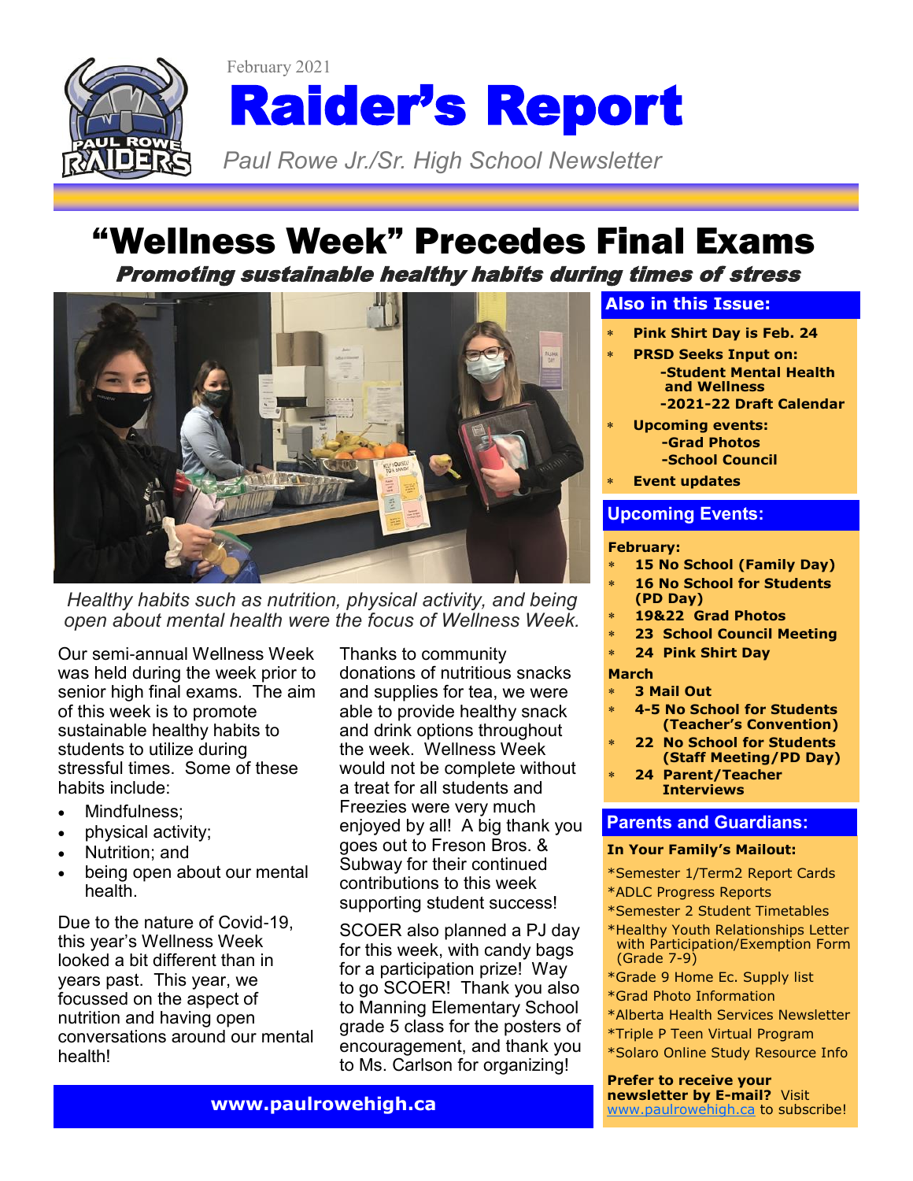February 2021

# Raider's Report

*Paul Rowe Jr./Sr. High School Newsletter*

## "Wellness Week" Precedes Final Exams

***Promoting sustainable healthy habits during times of stress***

*Healthy habits such as nutrition, physical activity, and being open about mental health were the focus of Wellness Week.*

Our semi-annual Wellness Week was held during the week prior to senior high final exams. The aim of this week is to promote sustainable healthy habits to students to utilize during stressful times. Some of these habits include:

- Mindfulness;
- physical activity;
- Nutrition; and
- being open about our mental health.

Due to the nature of Covid-19, this year's Wellness Week looked a bit different than in years past. This year, we focussed on the aspect of nutrition and having open conversations around our mental health!

Thanks to community donations of nutritious snacks and supplies for tea, we were able to provide healthy snack and drink options throughout the week. Wellness Week would not be complete without a treat for all students and Freezies were very much enjoyed by all! A big thank you goes out to Freson Bros. & Subway for their continued contributions to this week supporting student success!

SCOER also planned a PJ day for this week, with candy bags for a participation prize! Way to go SCOER! Thank you also to Manning Elementary School grade 5 class for the posters of encouragement, and thank you to Ms. Carlson for organizing!

**www.paulrowehigh.ca**

### Also in this Issue:

- **Pink Shirt Day is Feb. 24**
- **PRSD Seeks Input on:**
  - **-Student Mental Health and Wellness**
  - **-2021-22 Draft Calendar**
- **Upcoming events:**
  - **-Grad Photos**
  - **-School Council**
- **Event updates**

### Upcoming Events:

**February:**

- **15 No School (Family Day)**
- **16 No School for Students (PD Day)**
- **19&22 Grad Photos**
- **23 School Council Meeting**
- **24 Pink Shirt Day**

**March**

- **3 Mail Out**
- **4-5 No School for Students (Teacher's Convention)**
- **22 No School for Students (Staff Meeting/PD Day)**
- **24 Parent/Teacher Interviews**

### Parents and Guardians:

**In Your Family's Mailout:**

*Semester 1/Term2 Report Cards
*ADLC Progress Reports
*Semester 2 Student Timetables
*Healthy Youth Relationships Letter with Participation/Exemption Form (Grade 7-9)
*Grade 9 Home Ec. Supply list
*Grad Photo Information
*Alberta Health Services Newsletter
*Triple P Teen Virtual Program
*Solaro Online Study Resource Info

**Prefer to receive your newsletter by E-mail?** Visit www.paulrowehigh.ca to subscribe!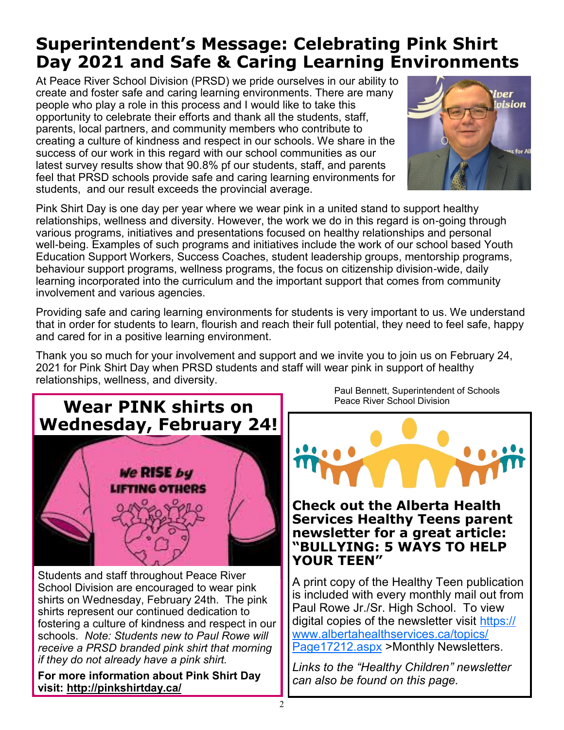# Superintendent's Message: Celebrating Pink Shirt Day 2021 and Safe & Caring Learning Environments

At Peace River School Division (PRSD) we pride ourselves in our ability to create and foster safe and caring learning environments. There are many people who play a role in this process and I would like to take this opportunity to celebrate their efforts and thank all the students, staff, parents, local partners, and community members who contribute to creating a culture of kindness and respect in our schools. We share in the success of our work in this regard with our school communities as our latest survey results show that 90.8% pf our students, staff, and parents feel that PRSD schools provide safe and caring learning environments for students, and our result exceeds the provincial average.

Pink Shirt Day is one day per year where we wear pink in a united stand to support healthy relationships, wellness and diversity. However, the work we do in this regard is on-going through various programs, initiatives and presentations focused on healthy relationships and personal well-being. Examples of such programs and initiatives include the work of our school based Youth Education Support Workers, Success Coaches, student leadership groups, mentorship programs, behaviour support programs, wellness programs, the focus on citizenship division-wide, daily learning incorporated into the curriculum and the important support that comes from community involvement and various agencies.

Providing safe and caring learning environments for students is very important to us. We understand that in order for students to learn, flourish and reach their full potential, they need to feel safe, happy and cared for in a positive learning environment.

Thank you so much for your involvement and support and we invite you to join us on February 24, 2021 for Pink Shirt Day when PRSD students and staff will wear pink in support of healthy relationships, wellness, and diversity.

Paul Bennett, Superintendent of Schools
Peace River School Division

## Wear PINK shirts on Wednesday, February 24!

Students and staff throughout Peace River School Division are encouraged to wear pink shirts on Wednesday, February 24th. The pink shirts represent our continued dedication to fostering a culture of kindness and respect in our schools. *Note: Students new to Paul Rowe will receive a PRSD branded pink shirt that morning if they do not already have a pink shirt.*

**For more information about Pink Shirt Day visit: http://pinkshirtday.ca/**

## Check out the Alberta Health Services Healthy Teens parent newsletter for a great article: "BULLYING: 5 WAYS TO HELP YOUR TEEN"

A print copy of the Healthy Teen publication is included with every monthly mail out from Paul Rowe Jr./Sr. High School. To view digital copies of the newsletter visit https://www.albertahealthservices.ca/topics/Page17212.aspx >Monthly Newsletters.

*Links to the "Healthy Children" newsletter can also be found on this page.*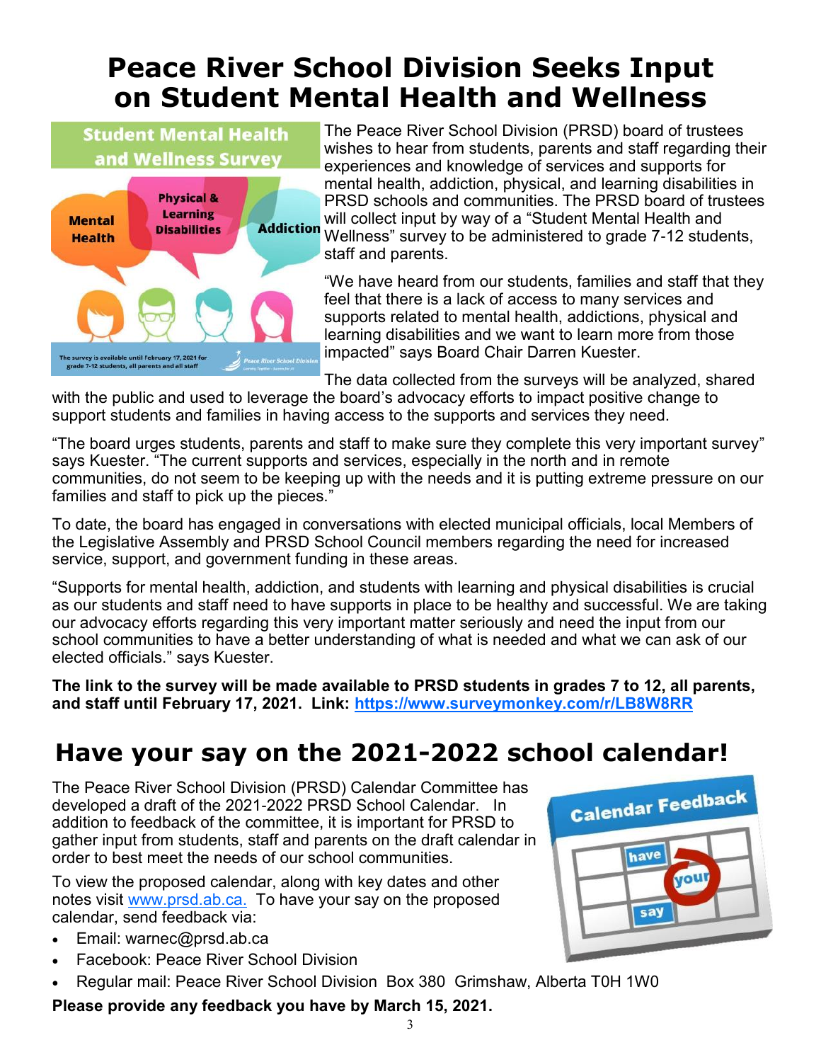# Peace River School Division Seeks Input on Student Mental Health and Wellness

The Peace River School Division (PRSD) board of trustees wishes to hear from students, parents and staff regarding their experiences and knowledge of services and supports for mental health, addiction, physical, and learning disabilities in PRSD schools and communities. The PRSD board of trustees will collect input by way of a "Student Mental Health and Wellness" survey to be administered to grade 7-12 students, staff and parents.

"We have heard from our students, families and staff that they feel that there is a lack of access to many services and supports related to mental health, addictions, physical and learning disabilities and we want to learn more from those impacted" says Board Chair Darren Kuester.

The data collected from the surveys will be analyzed, shared with the public and used to leverage the board's advocacy efforts to impact positive change to support students and families in having access to the supports and services they need.

"The board urges students, parents and staff to make sure they complete this very important survey" says Kuester. "The current supports and services, especially in the north and in remote communities, do not seem to be keeping up with the needs and it is putting extreme pressure on our families and staff to pick up the pieces."

To date, the board has engaged in conversations with elected municipal officials, local Members of the Legislative Assembly and PRSD School Council members regarding the need for increased service, support, and government funding in these areas.

"Supports for mental health, addiction, and students with learning and physical disabilities is crucial as our students and staff need to have supports in place to be healthy and successful. We are taking our advocacy efforts regarding this very important matter seriously and need the input from our school communities to have a better understanding of what is needed and what we can ask of our elected officials." says Kuester.

**The link to the survey will be made available to PRSD students in grades 7 to 12, all parents, and staff until February 17, 2021. Link: https://www.surveymonkey.com/r/LB8W8RR**

# Have your say on the 2021-2022 school calendar!

The Peace River School Division (PRSD) Calendar Committee has developed a draft of the 2021-2022 PRSD School Calendar. In addition to feedback of the committee, it is important for PRSD to gather input from students, staff and parents on the draft calendar in order to best meet the needs of our school communities.

To view the proposed calendar, along with key dates and other notes visit www.prsd.ab.ca. To have your say on the proposed calendar, send feedback via:

- Email: warnec@prsd.ab.ca
- Facebook: Peace River School Division
- Regular mail: Peace River School Division Box 380 Grimshaw, Alberta T0H 1W0

**Please provide any feedback you have by March 15, 2021.**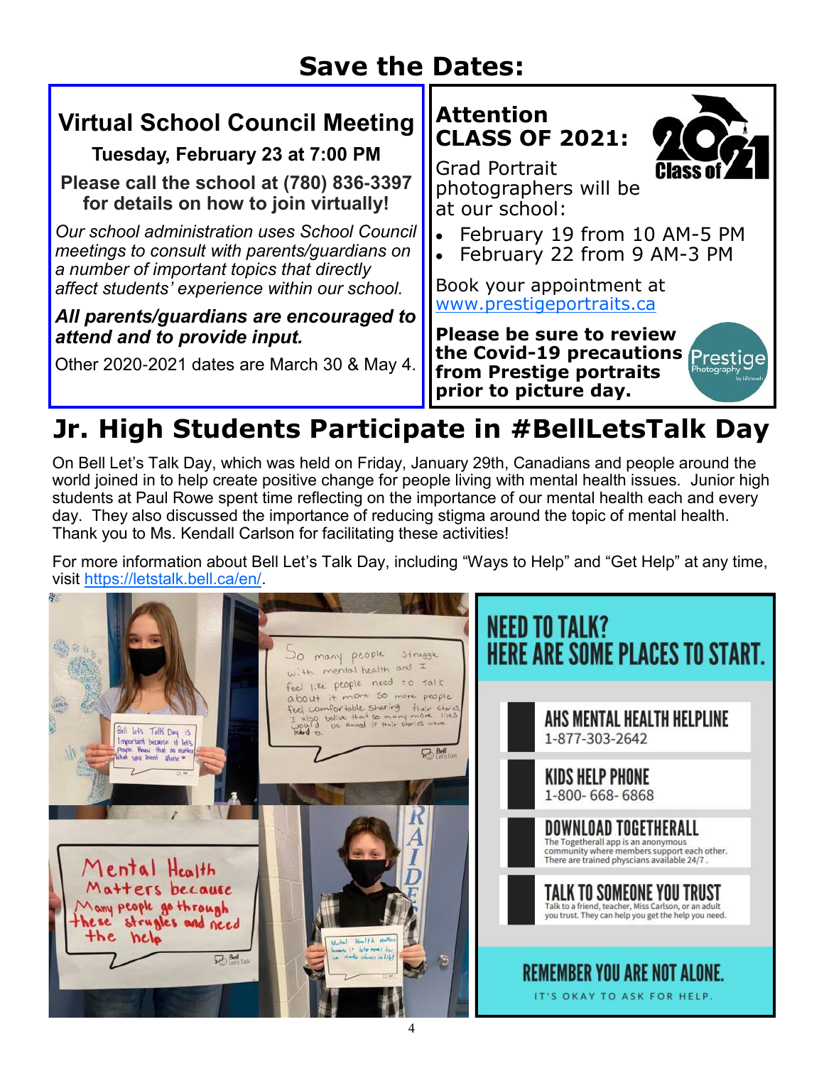# Save the Dates:

## Virtual School Council Meeting

**Tuesday, February 23 at 7:00 PM**

**Please call the school at (780) 836-3397 for details on how to join virtually!**

*Our school administration uses School Council meetings to consult with parents/guardians on a number of important topics that directly affect students' experience within our school.*

***All parents/guardians are encouraged to attend and to provide input.***

Other 2020-2021 dates are March 30 & May 4.

## Attention CLASS OF 2021:

Grad Portrait photographers will be at our school:

- February 19 from 10 AM-5 PM
- February 22 from 9 AM-3 PM

Book your appointment at www.prestigeportraits.ca

**Please be sure to review the Covid-19 precautions from Prestige portraits prior to picture day.**

# Jr. High Students Participate in #BellLetsTalk Day

On Bell Let's Talk Day, which was held on Friday, January 29th, Canadians and people around the world joined in to help create positive change for people living with mental health issues. Junior high students at Paul Rowe spent time reflecting on the importance of our mental health each and every day. They also discussed the importance of reducing stigma around the topic of mental health. Thank you to Ms. Kendall Carlson for facilitating these activities!

For more information about Bell Let's Talk Day, including "Ways to Help" and "Get Help" at any time, visit https://letstalk.bell.ca/en/.

## NEED TO TALK? HERE ARE SOME PLACES TO START.

**AHS MENTAL HEALTH HELPLINE**
1-877-303-2642

**KIDS HELP PHONE**
1-800- 668- 6868

**DOWNLOAD TOGETHERALL**
The Togetherall app is an anonymous community where members support each other. There are trained physcians available 24/7.

**TALK TO SOMEONE YOU TRUST**
Talk to a friend, teacher, Miss Carlson, or an adult you trust. They can help you get the help you need.

**REMEMBER YOU ARE NOT ALONE.**

IT'S OKAY TO ASK FOR HELP.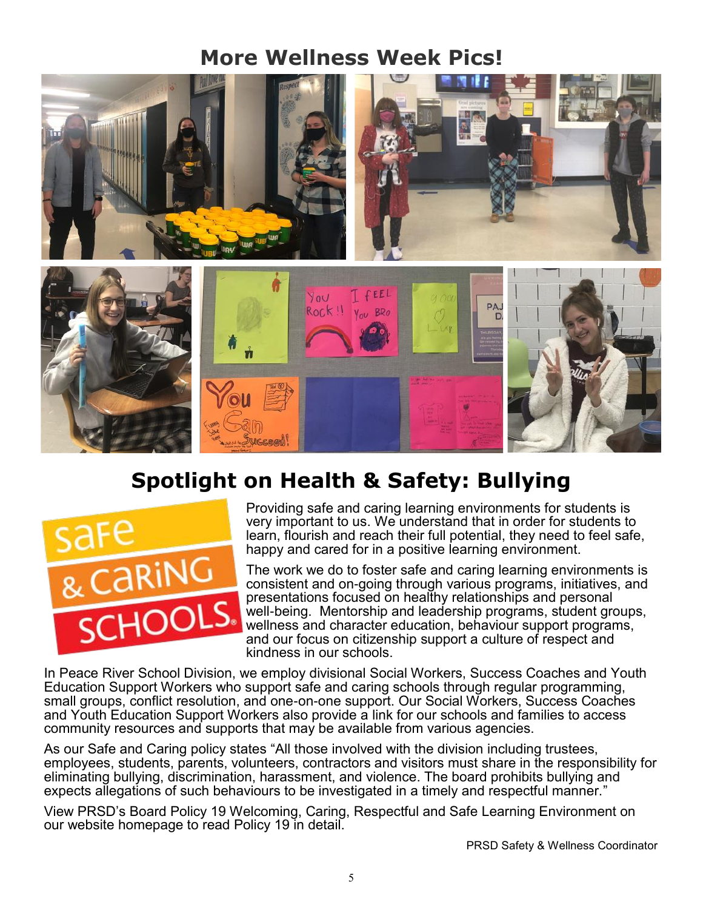## More Wellness Week Pics!

## Spotlight on Health & Safety: Bullying

Providing safe and caring learning environments for students is very important to us. We understand that in order for students to learn, flourish and reach their full potential, they need to feel safe, happy and cared for in a positive learning environment.

The work we do to foster safe and caring learning environments is consistent and on-going through various programs, initiatives, and presentations focused on healthy relationships and personal well-being. Mentorship and leadership programs, student groups, wellness and character education, behaviour support programs, and our focus on citizenship support a culture of respect and kindness in our schools.

In Peace River School Division, we employ divisional Social Workers, Success Coaches and Youth Education Support Workers who support safe and caring schools through regular programming, small groups, conflict resolution, and one-on-one support. Our Social Workers, Success Coaches and Youth Education Support Workers also provide a link for our schools and families to access community resources and supports that may be available from various agencies.

As our Safe and Caring policy states "All those involved with the division including trustees, employees, students, parents, volunteers, contractors and visitors must share in the responsibility for eliminating bullying, discrimination, harassment, and violence. The board prohibits bullying and expects allegations of such behaviours to be investigated in a timely and respectful manner."

View PRSD's Board Policy 19 Welcoming, Caring, Respectful and Safe Learning Environment on our website homepage to read Policy 19 in detail.

PRSD Safety & Wellness Coordinator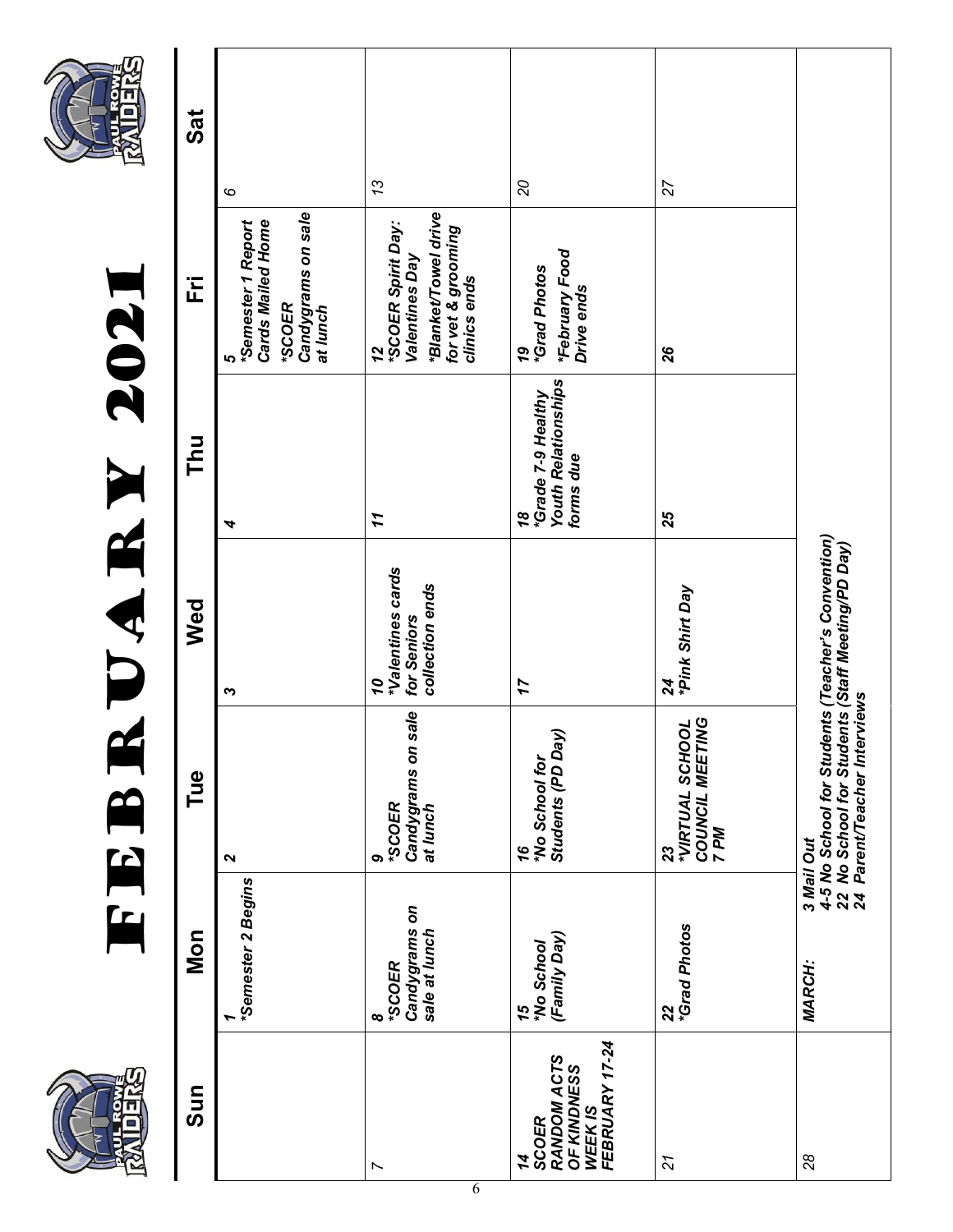# FEBRUARY 2021

| Sun | Mon | Tue | Wed | Thu | Fri | Sat |
|---|---|---|---|---|---|---|
| | 1 *Semester 2 Begins | 2 | 3 | 4 | 5 *Semester 1 Report Cards Mailed Home *SCOER Candygrams on sale at lunch | 6 |
| 7 | 8 *SCOER Candygrams on sale at lunch | 9 *SCOER Candygrams on sale at lunch | 10 *Valentines cards for Seniors collection ends | 11 | 12 *SCOER Spirit Day: Valentines Day *Blanket/Towel drive for vet & grooming clinics ends | 13 |
| 14 SCOER RANDOM ACTS OF KINDNESS WEEK IS FEBRUARY 17-24 | 15 *No School (Family Day) | 16 *No School for Students (PD Day) | 17 | 18 *Grade 7-9 Healthy Youth Relationships forms due | 19 *Grad Photos *February Food Drive ends | 20 |
| 21 | 22 *Grad Photos | 23 *VIRTUAL SCHOOL COUNCIL MEETING 7 PM | 24 *Pink Shirt Day | 25 | 26 | 27 |
| 28 | MARCH: | 3 Mail Out<br>4-5 No School for Students (Teacher's Convention)<br>22 No School for Students (Staff Meeting/PD Day)<br>24 Parent/Teacher Interviews | | | | |